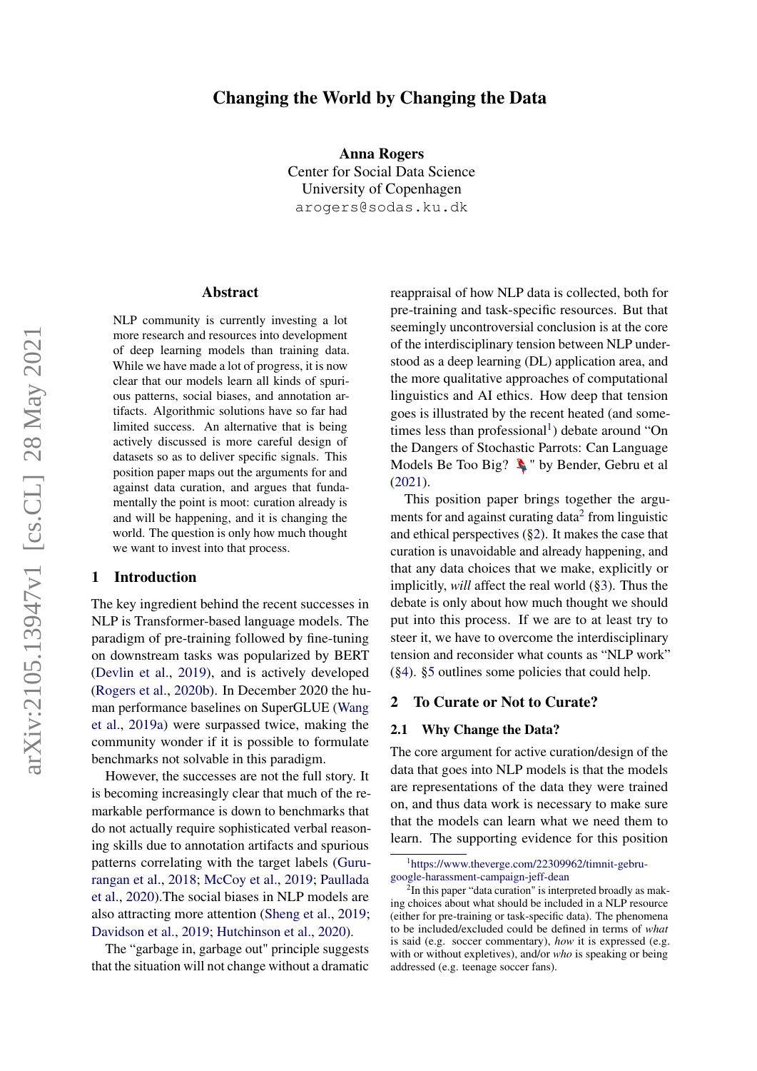# Changing the World by Changing the Data

**Anna Rogers**
Center for Social Data Science
University of Copenhagen
arogers@sodas.ku.dk

## Abstract

NLP community is currently investing a lot more research and resources into development of deep learning models than training data. While we have made a lot of progress, it is now clear that our models learn all kinds of spurious patterns, social biases, and annotation artifacts. Algorithmic solutions have so far had limited success. An alternative that is being actively discussed is more careful design of datasets so as to deliver specific signals. This position paper maps out the arguments for and against data curation, and argues that fundamentally the point is moot: curation already is and will be happening, and it is changing the world. The question is only how much thought we want to invest into that process.

## 1 Introduction

The key ingredient behind the recent successes in NLP is Transformer-based language models. The paradigm of pre-training followed by fine-tuning on downstream tasks was popularized by BERT (Devlin et al., 2019), and is actively developed (Rogers et al., 2020b). In December 2020 the human performance baselines on SuperGLUE (Wang et al., 2019a) were surpassed twice, making the community wonder if it is possible to formulate benchmarks not solvable in this paradigm.

However, the successes are not the full story. It is becoming increasingly clear that much of the remarkable performance is down to benchmarks that do not actually require sophisticated verbal reasoning skills due to annotation artifacts and spurious patterns correlating with the target labels (Gururangan et al., 2018; McCoy et al., 2019; Paullada et al., 2020).The social biases in NLP models are also attracting more attention (Sheng et al., 2019; Davidson et al., 2019; Hutchinson et al., 2020).

The "garbage in, garbage out" principle suggests that the situation will not change without a dramatic reappraisal of how NLP data is collected, both for pre-training and task-specific resources. But that seemingly uncontroversial conclusion is at the core of the interdisciplinary tension between NLP understood as a deep learning (DL) application area, and the more qualitative approaches of computational linguistics and AI ethics. How deep that tension goes is illustrated by the recent heated (and sometimes less than professional[1]) debate around "On the Dangers of Stochastic Parrots: Can Language Models Be Too Big? 🦜" by Bender, Gebru et al (2021).

This position paper brings together the arguments for and against curating data[2] from linguistic and ethical perspectives (§2). It makes the case that curation is unavoidable and already happening, and that any data choices that we make, explicitly or implicitly, *will* affect the real world (§3). Thus the debate is only about how much thought we should put into this process. If we are to at least try to steer it, we have to overcome the interdisciplinary tension and reconsider what counts as "NLP work" (§4). §5 outlines some policies that could help.

## 2 To Curate or Not to Curate?

### 2.1 Why Change the Data?

The core argument for active curation/design of the data that goes into NLP models is that the models are representations of the data they were trained on, and thus data work is necessary to make sure that the models can learn what we need them to learn. The supporting evidence for this position

[1] https://www.theverge.com/22309962/timnit-gebru-google-harassment-campaign-jeff-dean

[2] In this paper "data curation" is interpreted broadly as making choices about what should be included in a NLP resource (either for pre-training or task-specific data). The phenomena to be included/excluded could be defined in terms of *what* is said (e.g. soccer commentary), *how* it is expressed (e.g. with or without expletives), and/or *who* is speaking or being addressed (e.g. teenage soccer fans).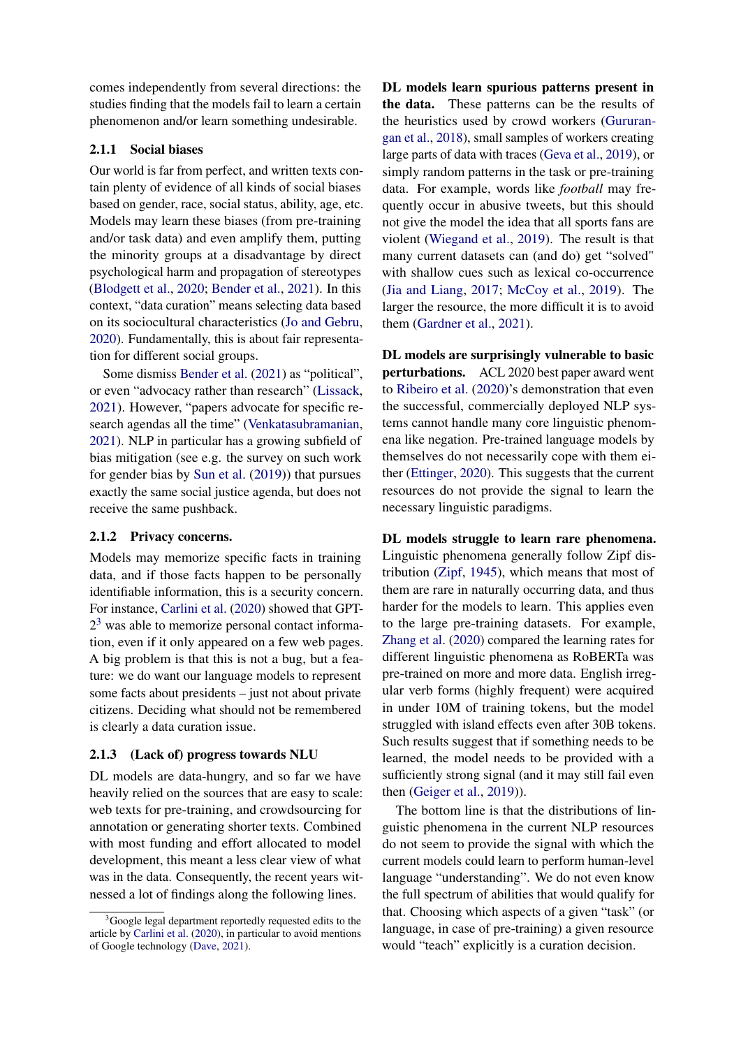comes independently from several directions: the studies finding that the models fail to learn a certain phenomenon and/or learn something undesirable.

### 2.1.1 Social biases

Our world is far from perfect, and written texts contain plenty of evidence of all kinds of social biases based on gender, race, social status, ability, age, etc. Models may learn these biases (from pre-training and/or task data) and even amplify them, putting the minority groups at a disadvantage by direct psychological harm and propagation of stereotypes (Blodgett et al., 2020; Bender et al., 2021). In this context, "data curation" means selecting data based on its sociocultural characteristics (Jo and Gebru, 2020). Fundamentally, this is about fair representation for different social groups.

Some dismiss Bender et al. (2021) as "political", or even "advocacy rather than research" (Lissack, 2021). However, "papers advocate for specific research agendas all the time" (Venkatasubramanian, 2021). NLP in particular has a growing subfield of bias mitigation (see e.g. the survey on such work for gender bias by Sun et al. (2019)) that pursues exactly the same social justice agenda, but does not receive the same pushback.

### 2.1.2 Privacy concerns.

Models may memorize specific facts in training data, and if those facts happen to be personally identifiable information, this is a security concern. For instance, Carlini et al. (2020) showed that GPT-2[3] was able to memorize personal contact information, even if it only appeared on a few web pages. A big problem is that this is not a bug, but a feature: we do want our language models to represent some facts about presidents – just not about private citizens. Deciding what should not be remembered is clearly a data curation issue.

### 2.1.3 (Lack of) progress towards NLU

DL models are data-hungry, and so far we have heavily relied on the sources that are easy to scale: web texts for pre-training, and crowdsourcing for annotation or generating shorter texts. Combined with most funding and effort allocated to model development, this meant a less clear view of what was in the data. Consequently, the recent years witnessed a lot of findings along the following lines.

**DL models learn spurious patterns present in the data.** These patterns can be the results of the heuristics used by crowd workers (Gururangan et al., 2018), small samples of workers creating large parts of data with traces (Geva et al., 2019), or simply random patterns in the task or pre-training data. For example, words like *football* may frequently occur in abusive tweets, but this should not give the model the idea that all sports fans are violent (Wiegand et al., 2019). The result is that many current datasets can (and do) get "solved" with shallow cues such as lexical co-occurrence (Jia and Liang, 2017; McCoy et al., 2019). The larger the resource, the more difficult it is to avoid them (Gardner et al., 2021).

**DL models are surprisingly vulnerable to basic perturbations.** ACL 2020 best paper award went to Ribeiro et al. (2020)'s demonstration that even the successful, commercially deployed NLP systems cannot handle many core linguistic phenomena like negation. Pre-trained language models by themselves do not necessarily cope with them either (Ettinger, 2020). This suggests that the current resources do not provide the signal to learn the necessary linguistic paradigms.

**DL models struggle to learn rare phenomena.** Linguistic phenomena generally follow Zipf distribution (Zipf, 1945), which means that most of them are rare in naturally occurring data, and thus harder for the models to learn. This applies even to the large pre-training datasets. For example, Zhang et al. (2020) compared the learning rates for different linguistic phenomena as RoBERTa was pre-trained on more and more data. English irregular verb forms (highly frequent) were acquired in under 10M of training tokens, but the model struggled with island effects even after 30B tokens. Such results suggest that if something needs to be learned, the model needs to be provided with a sufficiently strong signal (and it may still fail even then (Geiger et al., 2019)).

The bottom line is that the distributions of linguistic phenomena in the current NLP resources do not seem to provide the signal with which the current models could learn to perform human-level language "understanding". We do not even know the full spectrum of abilities that would qualify for that. Choosing which aspects of a given "task" (or language, in case of pre-training) a given resource would "teach" explicitly is a curation decision.

[3] Google legal department reportedly requested edits to the article by Carlini et al. (2020), in particular to avoid mentions of Google technology (Dave, 2021).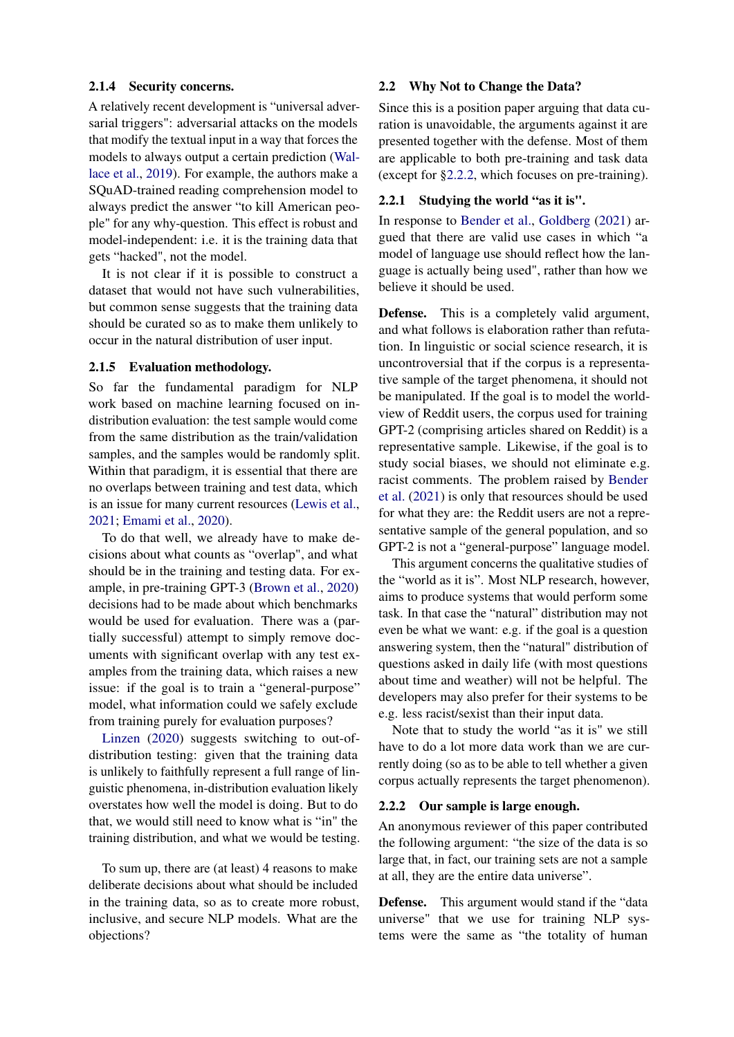#### 2.1.4 Security concerns.

A relatively recent development is "universal adversarial triggers": adversarial attacks on the models that modify the textual input in a way that forces the models to always output a certain prediction (Wallace et al., 2019). For example, the authors make a SQuAD-trained reading comprehension model to always predict the answer "to kill American people" for any why-question. This effect is robust and model-independent: i.e. it is the training data that gets "hacked", not the model.

It is not clear if it is possible to construct a dataset that would not have such vulnerabilities, but common sense suggests that the training data should be curated so as to make them unlikely to occur in the natural distribution of user input.

#### 2.1.5 Evaluation methodology.

So far the fundamental paradigm for NLP work based on machine learning focused on in-distribution evaluation: the test sample would come from the same distribution as the train/validation samples, and the samples would be randomly split. Within that paradigm, it is essential that there are no overlaps between training and test data, which is an issue for many current resources (Lewis et al., 2021; Emami et al., 2020).

To do that well, we already have to make decisions about what counts as "overlap", and what should be in the training and testing data. For example, in pre-training GPT-3 (Brown et al., 2020) decisions had to be made about which benchmarks would be used for evaluation. There was a (partially successful) attempt to simply remove documents with significant overlap with any test examples from the training data, which raises a new issue: if the goal is to train a "general-purpose" model, what information could we safely exclude from training purely for evaluation purposes?

Linzen (2020) suggests switching to out-of-distribution testing: given that the training data is unlikely to faithfully represent a full range of linguistic phenomena, in-distribution evaluation likely overstates how well the model is doing. But to do that, we would still need to know what is "in" the training distribution, and what we would be testing.

To sum up, there are (at least) 4 reasons to make deliberate decisions about what should be included in the training data, so as to create more robust, inclusive, and secure NLP models. What are the objections?

### 2.2 Why Not to Change the Data?

Since this is a position paper arguing that data curation is unavoidable, the arguments against it are presented together with the defense. Most of them are applicable to both pre-training and task data (except for §2.2.2, which focuses on pre-training).

#### 2.2.1 Studying the world "as it is".

In response to Bender et al., Goldberg (2021) argued that there are valid use cases in which "a model of language use should reflect how the language is actually being used", rather than how we believe it should be used.

**Defense.** This is a completely valid argument, and what follows is elaboration rather than refutation. In linguistic or social science research, it is uncontroversial that if the corpus is a representative sample of the target phenomena, it should not be manipulated. If the goal is to model the worldview of Reddit users, the corpus used for training GPT-2 (comprising articles shared on Reddit) is a representative sample. Likewise, if the goal is to study social biases, we should not eliminate e.g. racist comments. The problem raised by Bender et al. (2021) is only that resources should be used for what they are: the Reddit users are not a representative sample of the general population, and so GPT-2 is not a "general-purpose" language model.

This argument concerns the qualitative studies of the "world as it is". Most NLP research, however, aims to produce systems that would perform some task. In that case the "natural" distribution may not even be what we want: e.g. if the goal is a question answering system, then the "natural" distribution of questions asked in daily life (with most questions about time and weather) will not be helpful. The developers may also prefer for their systems to be e.g. less racist/sexist than their input data.

Note that to study the world "as it is" we still have to do a lot more data work than we are currently doing (so as to be able to tell whether a given corpus actually represents the target phenomenon).

#### 2.2.2 Our sample is large enough.

An anonymous reviewer of this paper contributed the following argument: "the size of the data is so large that, in fact, our training sets are not a sample at all, they are the entire data universe".

**Defense.** This argument would stand if the "data universe" that we use for training NLP systems were the same as "the totality of human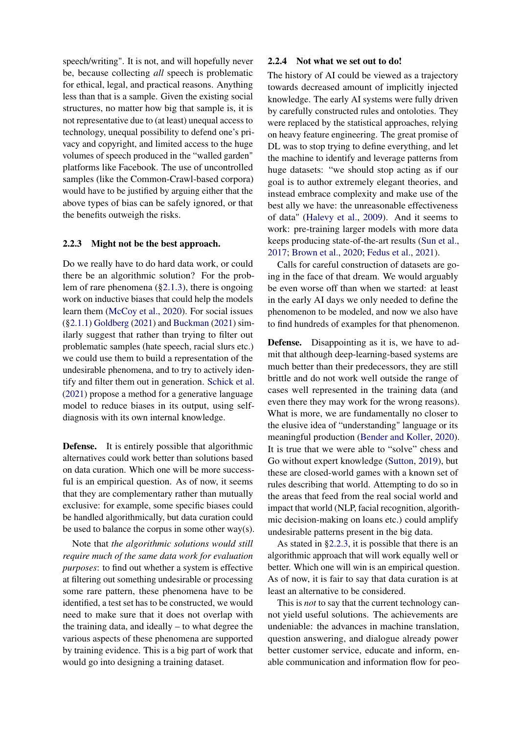speech/writing". It is not, and will hopefully never be, because collecting *all* speech is problematic for ethical, legal, and practical reasons. Anything less than that is a sample. Given the existing social structures, no matter how big that sample is, it is not representative due to (at least) unequal access to technology, unequal possibility to defend one's privacy and copyright, and limited access to the huge volumes of speech produced in the "walled garden" platforms like Facebook. The use of uncontrolled samples (like the Common-Crawl-based corpora) would have to be justified by arguing either that the above types of bias can be safely ignored, or that the benefits outweigh the risks.

### 2.2.3 Might not be the best approach.

Do we really have to do hard data work, or could there be an algorithmic solution? For the problem of rare phenomena (§2.1.3), there is ongoing work on inductive biases that could help the models learn them (McCoy et al., 2020). For social issues (§2.1.1) Goldberg (2021) and Buckman (2021) similarly suggest that rather than trying to filter out problematic samples (hate speech, racial slurs etc.) we could use them to build a representation of the undesirable phenomena, and to try to actively identify and filter them out in generation. Schick et al. (2021) propose a method for a generative language model to reduce biases in its output, using self-diagnosis with its own internal knowledge.

**Defense.** It is entirely possible that algorithmic alternatives could work better than solutions based on data curation. Which one will be more successful is an empirical question. As of now, it seems that they are complementary rather than mutually exclusive: for example, some specific biases could be handled algorithmically, but data curation could be used to balance the corpus in some other way(s).

Note that *the algorithmic solutions would still require much of the same data work for evaluation purposes*: to find out whether a system is effective at filtering out something undesirable or processing some rare pattern, these phenomena have to be identified, a test set has to be constructed, we would need to make sure that it does not overlap with the training data, and ideally – to what degree the various aspects of these phenomena are supported by training evidence. This is a big part of work that would go into designing a training dataset.

### 2.2.4 Not what we set out to do!

The history of AI could be viewed as a trajectory towards decreased amount of implicitly injected knowledge. The early AI systems were fully driven by carefully constructed rules and ontoloties. They were replaced by the statistical approaches, relying on heavy feature engineering. The great promise of DL was to stop trying to define everything, and let the machine to identify and leverage patterns from huge datasets: "we should stop acting as if our goal is to author extremely elegant theories, and instead embrace complexity and make use of the best ally we have: the unreasonable effectiveness of data" (Halevy et al., 2009). And it seems to work: pre-training larger models with more data keeps producing state-of-the-art results (Sun et al., 2017; Brown et al., 2020; Fedus et al., 2021).

Calls for careful construction of datasets are going in the face of that dream. We would arguably be even worse off than when we started: at least in the early AI days we only needed to define the phenomenon to be modeled, and now we also have to find hundreds of examples for that phenomenon.

**Defense.** Disappointing as it is, we have to admit that although deep-learning-based systems are much better than their predecessors, they are still brittle and do not work well outside the range of cases well represented in the training data (and even there they may work for the wrong reasons). What is more, we are fundamentally no closer to the elusive idea of "understanding" language or its meaningful production (Bender and Koller, 2020). It is true that we were able to "solve" chess and Go without expert knowledge (Sutton, 2019), but these are closed-world games with a known set of rules describing that world. Attempting to do so in the areas that feed from the real social world and impact that world (NLP, facial recognition, algorithmic decision-making on loans etc.) could amplify undesirable patterns present in the big data.

As stated in §2.2.3, it is possible that there is an algorithmic approach that will work equally well or better. Which one will win is an empirical question. As of now, it is fair to say that data curation is at least an alternative to be considered.

This is *not* to say that the current technology cannot yield useful solutions. The achievements are undeniable: the advances in machine translation, question answering, and dialogue already power better customer service, educate and inform, enable communication and information flow for peo-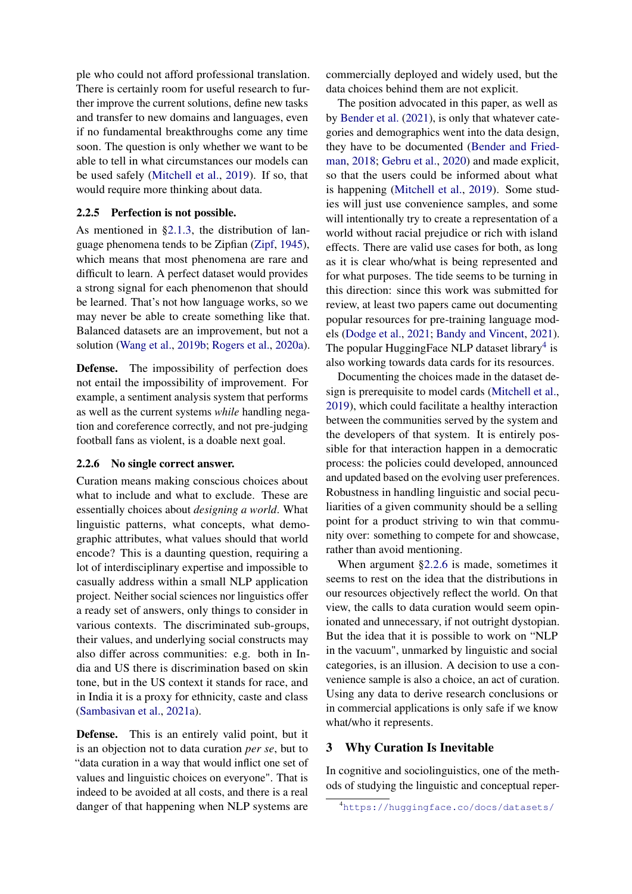ple who could not afford professional translation. There is certainly room for useful research to further improve the current solutions, define new tasks and transfer to new domains and languages, even if no fundamental breakthroughs come any time soon. The question is only whether we want to be able to tell in what circumstances our models can be used safely (Mitchell et al., 2019). If so, that would require more thinking about data.

### 2.2.5 Perfection is not possible.

As mentioned in §2.1.3, the distribution of language phenomena tends to be Zipfian (Zipf, 1945), which means that most phenomena are rare and difficult to learn. A perfect dataset would provides a strong signal for each phenomenon that should be learned. That's not how language works, so we may never be able to create something like that. Balanced datasets are an improvement, but not a solution (Wang et al., 2019b; Rogers et al., 2020a).

**Defense.** The impossibility of perfection does not entail the impossibility of improvement. For example, a sentiment analysis system that performs as well as the current systems *while* handling negation and coreference correctly, and not pre-judging football fans as violent, is a doable next goal.

### 2.2.6 No single correct answer.

Curation means making conscious choices about what to include and what to exclude. These are essentially choices about *designing a world*. What linguistic patterns, what concepts, what demographic attributes, what values should that world encode? This is a daunting question, requiring a lot of interdisciplinary expertise and impossible to casually address within a small NLP application project. Neither social sciences nor linguistics offer a ready set of answers, only things to consider in various contexts. The discriminated sub-groups, their values, and underlying social constructs may also differ across communities: e.g. both in India and US there is discrimination based on skin tone, but in the US context it stands for race, and in India it is a proxy for ethnicity, caste and class (Sambasivan et al., 2021a).

**Defense.** This is an entirely valid point, but it is an objection not to data curation *per se*, but to "data curation in a way that would inflict one set of values and linguistic choices on everyone". That is indeed to be avoided at all costs, and there is a real danger of that happening when NLP systems are commercially deployed and widely used, but the data choices behind them are not explicit.

The position advocated in this paper, as well as by Bender et al. (2021), is only that whatever categories and demographics went into the data design, they have to be documented (Bender and Friedman, 2018; Gebru et al., 2020) and made explicit, so that the users could be informed about what is happening (Mitchell et al., 2019). Some studies will just use convenience samples, and some will intentionally try to create a representation of a world without racial prejudice or rich with island effects. There are valid use cases for both, as long as it is clear who/what is being represented and for what purposes. The tide seems to be turning in this direction: since this work was submitted for review, at least two papers came out documenting popular resources for pre-training language models (Dodge et al., 2021; Bandy and Vincent, 2021). The popular HuggingFace NLP dataset library[4] is also working towards data cards for its resources.

Documenting the choices made in the dataset design is prerequisite to model cards (Mitchell et al., 2019), which could facilitate a healthy interaction between the communities served by the system and the developers of that system. It is entirely possible for that interaction happen in a democratic process: the policies could developed, announced and updated based on the evolving user preferences. Robustness in handling linguistic and social peculiarities of a given community should be a selling point for a product striving to win that community over: something to compete for and showcase, rather than avoid mentioning.

When argument §2.2.6 is made, sometimes it seems to rest on the idea that the distributions in our resources objectively reflect the world. On that view, the calls to data curation would seem opinionated and unnecessary, if not outright dystopian. But the idea that it is possible to work on "NLP in the vacuum", unmarked by linguistic and social categories, is an illusion. A decision to use a convenience sample is also a choice, an act of curation. Using any data to derive research conclusions or in commercial applications is only safe if we know what/who it represents.

## 3 Why Curation Is Inevitable

In cognitive and sociolinguistics, one of the methods of studying the linguistic and conceptual reper-

[4] https://huggingface.co/docs/datasets/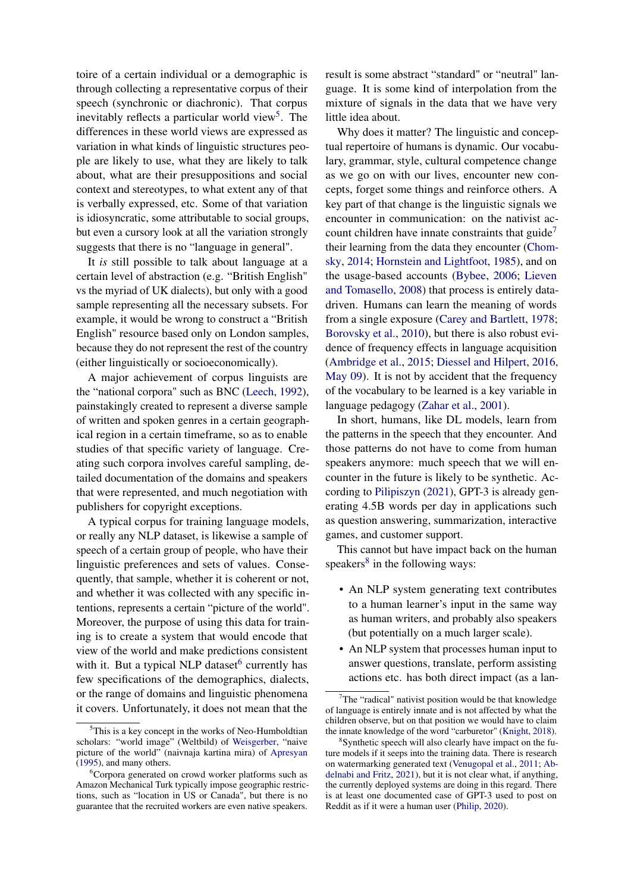toire of a certain individual or a demographic is through collecting a representative corpus of their speech (synchronic or diachronic). That corpus inevitably reflects a particular world view[5]. The differences in these world views are expressed as variation in what kinds of linguistic structures people are likely to use, what they are likely to talk about, what are their presuppositions and social context and stereotypes, to what extent any of that is verbally expressed, etc. Some of that variation is idiosyncratic, some attributable to social groups, but even a cursory look at all the variation strongly suggests that there is no "language in general".

It *is* still possible to talk about language at a certain level of abstraction (e.g. "British English" vs the myriad of UK dialects), but only with a good sample representing all the necessary subsets. For example, it would be wrong to construct a "British English" resource based only on London samples, because they do not represent the rest of the country (either linguistically or socioeconomically).

A major achievement of corpus linguists are the "national corpora" such as BNC (Leech, 1992), painstakingly created to represent a diverse sample of written and spoken genres in a certain geographical region in a certain timeframe, so as to enable studies of that specific variety of language. Creating such corpora involves careful sampling, detailed documentation of the domains and speakers that were represented, and much negotiation with publishers for copyright exceptions.

A typical corpus for training language models, or really any NLP dataset, is likewise a sample of speech of a certain group of people, who have their linguistic preferences and sets of values. Consequently, that sample, whether it is coherent or not, and whether it was collected with any specific intentions, represents a certain "picture of the world". Moreover, the purpose of using this data for training is to create a system that would encode that view of the world and make predictions consistent with it. But a typical NLP dataset[6] currently has few specifications of the demographics, dialects, or the range of domains and linguistic phenomena it covers. Unfortunately, it does not mean that the result is some abstract "standard" or "neutral" language. It is some kind of interpolation from the mixture of signals in the data that we have very little idea about.

Why does it matter? The linguistic and conceptual repertoire of humans is dynamic. Our vocabulary, grammar, style, cultural competence change as we go on with our lives, encounter new concepts, forget some things and reinforce others. A key part of that change is the linguistic signals we encounter in communication: on the nativist account children have innate constraints that guide[7] their learning from the data they encounter (Chomsky, 2014; Hornstein and Lightfoot, 1985), and on the usage-based accounts (Bybee, 2006; Lieven and Tomasello, 2008) that process is entirely data-driven. Humans can learn the meaning of words from a single exposure (Carey and Bartlett, 1978; Borovsky et al., 2010), but there is also robust evidence of frequency effects in language acquisition (Ambridge et al., 2015; Diessel and Hilpert, 2016, May 09). It is not by accident that the frequency of the vocabulary to be learned is a key variable in language pedagogy (Zahar et al., 2001).

In short, humans, like DL models, learn from the patterns in the speech that they encounter. And those patterns do not have to come from human speakers anymore: much speech that we will encounter in the future is likely to be synthetic. According to Pilipiszyn (2021), GPT-3 is already generating 4.5B words per day in applications such as question answering, summarization, interactive games, and customer support.

This cannot but have impact back on the human speakers[8] in the following ways:

- An NLP system generating text contributes to a human learner's input in the same way as human writers, and probably also speakers (but potentially on a much larger scale).
- An NLP system that processes human input to answer questions, translate, perform assisting actions etc. has both direct impact (as a lan-

[5] This is a key concept in the works of Neo-Humboldtian scholars: "world image" (Weltbild) of Weisgerber, "naive picture of the world" (naivnaja kartina mira) of Apresyan (1995), and many others.

[6] Corpora generated on crowd worker platforms such as Amazon Mechanical Turk typically impose geographic restrictions, such as "location in US or Canada", but there is no guarantee that the recruited workers are even native speakers.

[7] The "radical" nativist position would be that knowledge of language is entirely innate and is not affected by what the children observe, but on that position we would have to claim the innate knowledge of the word "carburetor" (Knight, 2018).

[8] Synthetic speech will also clearly have impact on the future models if it seeps into the training data. There is research on watermarking generated text (Venugopal et al., 2011; Abdelnabi and Fritz, 2021), but it is not clear what, if anything, the currently deployed systems are doing in this regard. There is at least one documented case of GPT-3 used to post on Reddit as if it were a human user (Philip, 2020).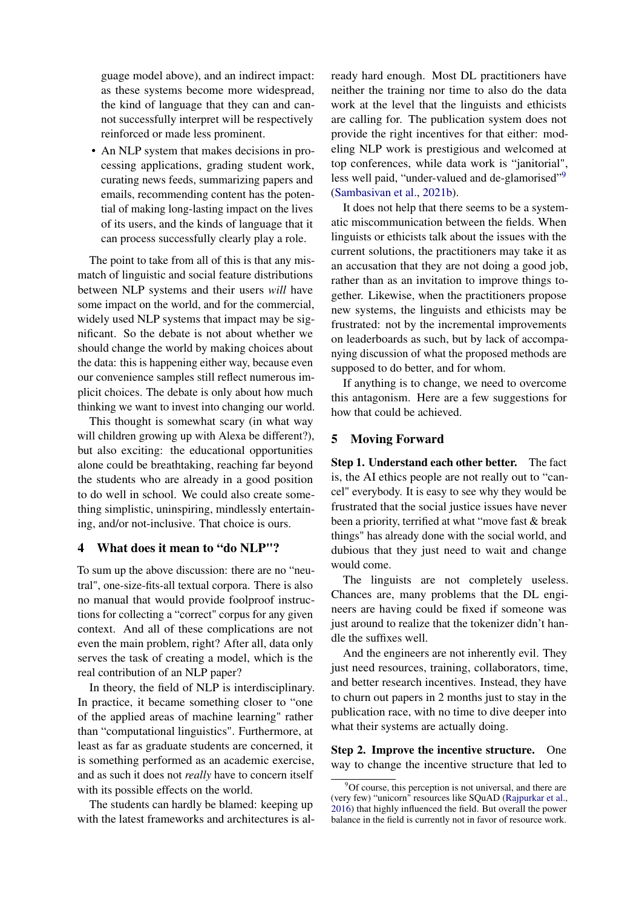guage model above), and an indirect impact: as these systems become more widespread, the kind of language that they can and cannot successfully interpret will be respectively reinforced or made less prominent.

- An NLP system that makes decisions in processing applications, grading student work, curating news feeds, summarizing papers and emails, recommending content has the potential of making long-lasting impact on the lives of its users, and the kinds of language that it can process successfully clearly play a role.

The point to take from all of this is that any mismatch of linguistic and social feature distributions between NLP systems and their users *will* have some impact on the world, and for the commercial, widely used NLP systems that impact may be significant. So the debate is not about whether we should change the world by making choices about the data: this is happening either way, because even our convenience samples still reflect numerous implicit choices. The debate is only about how much thinking we want to invest into changing our world.

This thought is somewhat scary (in what way will children growing up with Alexa be different?), but also exciting: the educational opportunities alone could be breathtaking, reaching far beyond the students who are already in a good position to do well in school. We could also create something simplistic, uninspiring, mindlessly entertaining, and/or not-inclusive. That choice is ours.

## 4 What does it mean to "do NLP"?

To sum up the above discussion: there are no "neutral", one-size-fits-all textual corpora. There is also no manual that would provide foolproof instructions for collecting a "correct" corpus for any given context. And all of these complications are not even the main problem, right? After all, data only serves the task of creating a model, which is the real contribution of an NLP paper?

In theory, the field of NLP is interdisciplinary. In practice, it became something closer to "one of the applied areas of machine learning" rather than "computational linguistics". Furthermore, at least as far as graduate students are concerned, it is something performed as an academic exercise, and as such it does not *really* have to concern itself with its possible effects on the world.

The students can hardly be blamed: keeping up with the latest frameworks and architectures is already hard enough. Most DL practitioners have neither the training nor time to also do the data work at the level that the linguists and ethicists are calling for. The publication system does not provide the right incentives for that either: modeling NLP work is prestigious and welcomed at top conferences, while data work is "janitorial", less well paid, "under-valued and de-glamorised"[9] (Sambasivan et al., 2021b).

It does not help that there seems to be a systematic miscommunication between the fields. When linguists or ethicists talk about the issues with the current solutions, the practitioners may take it as an accusation that they are not doing a good job, rather than as an invitation to improve things together. Likewise, when the practitioners propose new systems, the linguists and ethicists may be frustrated: not by the incremental improvements on leaderboards as such, but by lack of accompanying discussion of what the proposed methods are supposed to do better, and for whom.

If anything is to change, we need to overcome this antagonism. Here are a few suggestions for how that could be achieved.

## 5 Moving Forward

**Step 1. Understand each other better.** The fact is, the AI ethics people are not really out to "cancel" everybody. It is easy to see why they would be frustrated that the social justice issues have never been a priority, terrified at what "move fast & break things" has already done with the social world, and dubious that they just need to wait and change would come.

The linguists are not completely useless. Chances are, many problems that the DL engineers are having could be fixed if someone was just around to realize that the tokenizer didn't handle the suffixes well.

And the engineers are not inherently evil. They just need resources, training, collaborators, time, and better research incentives. Instead, they have to churn out papers in 2 months just to stay in the publication race, with no time to dive deeper into what their systems are actually doing.

**Step 2. Improve the incentive structure.** One way to change the incentive structure that led to

[9] Of course, this perception is not universal, and there are (very few) "unicorn" resources like SQuAD (Rajpurkar et al., 2016) that highly influenced the field. But overall the power balance in the field is currently not in favor of resource work.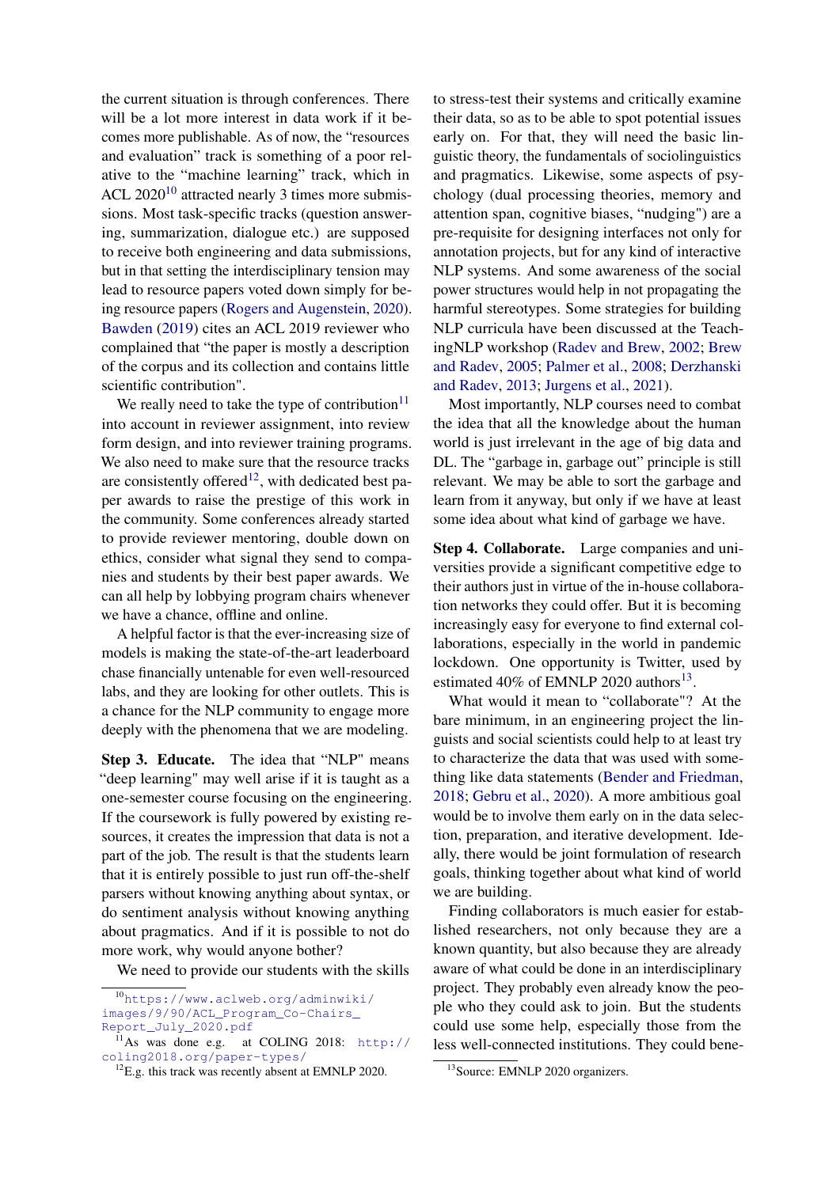the current situation is through conferences. There will be a lot more interest in data work if it becomes more publishable. As of now, the "resources and evaluation" track is something of a poor relative to the "machine learning" track, which in ACL 2020[10] attracted nearly 3 times more submissions. Most task-specific tracks (question answering, summarization, dialogue etc.) are supposed to receive both engineering and data submissions, but in that setting the interdisciplinary tension may lead to resource papers voted down simply for being resource papers (Rogers and Augenstein, 2020). Bawden (2019) cites an ACL 2019 reviewer who complained that "the paper is mostly a description of the corpus and its collection and contains little scientific contribution".

We really need to take the type of contribution[11] into account in reviewer assignment, into review form design, and into reviewer training programs. We also need to make sure that the resource tracks are consistently offered[12], with dedicated best paper awards to raise the prestige of this work in the community. Some conferences already started to provide reviewer mentoring, double down on ethics, consider what signal they send to companies and students by their best paper awards. We can all help by lobbying program chairs whenever we have a chance, offline and online.

A helpful factor is that the ever-increasing size of models is making the state-of-the-art leaderboard chase financially untenable for even well-resourced labs, and they are looking for other outlets. This is a chance for the NLP community to engage more deeply with the phenomena that we are modeling.

**Step 3. Educate.** The idea that "NLP" means "deep learning" may well arise if it is taught as a one-semester course focusing on the engineering. If the coursework is fully powered by existing resources, it creates the impression that data is not a part of the job. The result is that the students learn that it is entirely possible to just run off-the-shelf parsers without knowing anything about syntax, or do sentiment analysis without knowing anything about pragmatics. And if it is possible to not do more work, why would anyone bother?

We need to provide our students with the skills to stress-test their systems and critically examine their data, so as to be able to spot potential issues early on. For that, they will need the basic linguistic theory, the fundamentals of sociolinguistics and pragmatics. Likewise, some aspects of psychology (dual processing theories, memory and attention span, cognitive biases, "nudging") are a pre-requisite for designing interfaces not only for annotation projects, but for any kind of interactive NLP systems. And some awareness of the social power structures would help in not propagating the harmful stereotypes. Some strategies for building NLP curricula have been discussed at the TeachingNLP workshop (Radev and Brew, 2002; Brew and Radev, 2005; Palmer et al., 2008; Derzhanski and Radev, 2013; Jurgens et al., 2021).

Most importantly, NLP courses need to combat the idea that all the knowledge about the human world is just irrelevant in the age of big data and DL. The "garbage in, garbage out" principle is still relevant. We may be able to sort the garbage and learn from it anyway, but only if we have at least some idea about what kind of garbage we have.

**Step 4. Collaborate.** Large companies and universities provide a significant competitive edge to their authors just in virtue of the in-house collaboration networks they could offer. But it is becoming increasingly easy for everyone to find external collaborations, especially in the world in pandemic lockdown. One opportunity is Twitter, used by estimated 40% of EMNLP 2020 authors[13].

What would it mean to "collaborate"? At the bare minimum, in an engineering project the linguists and social scientists could help to at least try to characterize the data that was used with something like data statements (Bender and Friedman, 2018; Gebru et al., 2020). A more ambitious goal would be to involve them early on in the data selection, preparation, and iterative development. Ideally, there would be joint formulation of research goals, thinking together about what kind of world we are building.

Finding collaborators is much easier for established researchers, not only because they are a known quantity, but also because they are already aware of what could be done in an interdisciplinary project. They probably even already know the people who they could ask to join. But the students could use some help, especially those from the less well-connected institutions. They could bene-

---

[10] https://www.aclweb.org/adminwiki/images/9/90/ACL_Program_Co-Chairs_Report_July_2020.pdf

[11] As was done e.g. at COLING 2018: http://coling2018.org/paper-types/

[12] E.g. this track was recently absent at EMNLP 2020.

[13] Source: EMNLP 2020 organizers.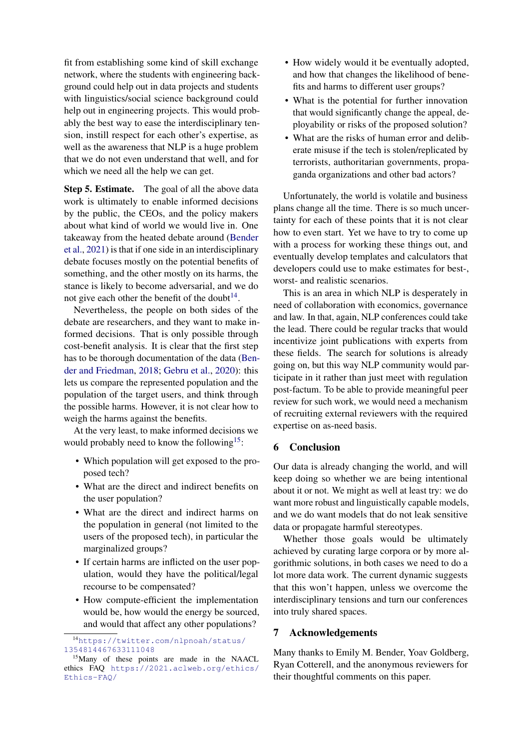fit from establishing some kind of skill exchange network, where the students with engineering background could help out in data projects and students with linguistics/social science background could help out in engineering projects. This would probably the best way to ease the interdisciplinary tension, instill respect for each other's expertise, as well as the awareness that NLP is a huge problem that we do not even understand that well, and for which we need all the help we can get.

**Step 5. Estimate.** The goal of all the above data work is ultimately to enable informed decisions by the public, the CEOs, and the policy makers about what kind of world we would live in. One takeaway from the heated debate around (Bender et al., 2021) is that if one side in an interdisciplinary debate focuses mostly on the potential benefits of something, and the other mostly on its harms, the stance is likely to become adversarial, and we do not give each other the benefit of the doubt[14].

Nevertheless, the people on both sides of the debate are researchers, and they want to make informed decisions. That is only possible through cost-benefit analysis. It is clear that the first step has to be thorough documentation of the data (Bender and Friedman, 2018; Gebru et al., 2020): this lets us compare the represented population and the population of the target users, and think through the possible harms. However, it is not clear how to weigh the harms against the benefits.

At the very least, to make informed decisions we would probably need to know the following[15]:

- Which population will get exposed to the proposed tech?
- What are the direct and indirect benefits on the user population?
- What are the direct and indirect harms on the population in general (not limited to the users of the proposed tech), in particular the marginalized groups?
- If certain harms are inflicted on the user population, would they have the political/legal recourse to be compensated?
- How compute-efficient the implementation would be, how would the energy be sourced, and would that affect any other populations?
- How widely would it be eventually adopted, and how that changes the likelihood of benefits and harms to different user groups?
- What is the potential for further innovation that would significantly change the appeal, deployability or risks of the proposed solution?
- What are the risks of human error and deliberate misuse if the tech is stolen/replicated by terrorists, authoritarian governments, propaganda organizations and other bad actors?

Unfortunately, the world is volatile and business plans change all the time. There is so much uncertainty for each of these points that it is not clear how to even start. Yet we have to try to come up with a process for working these things out, and eventually develop templates and calculators that developers could use to make estimates for best-, worst- and realistic scenarios.

This is an area in which NLP is desperately in need of collaboration with economics, governance and law. In that, again, NLP conferences could take the lead. There could be regular tracks that would incentivize joint publications with experts from these fields. The search for solutions is already going on, but this way NLP community would participate in it rather than just meet with regulation post-factum. To be able to provide meaningful peer review for such work, we would need a mechanism of recruiting external reviewers with the required expertise on as-need basis.

## 6 Conclusion

Our data is already changing the world, and will keep doing so whether we are being intentional about it or not. We might as well at least try: we do want more robust and linguistically capable models, and we do want models that do not leak sensitive data or propagate harmful stereotypes.

Whether those goals would be ultimately achieved by curating large corpora or by more algorithmic solutions, in both cases we need to do a lot more data work. The current dynamic suggests that this won't happen, unless we overcome the interdisciplinary tensions and turn our conferences into truly shared spaces.

## 7 Acknowledgements

Many thanks to Emily M. Bender, Yoav Goldberg, Ryan Cotterell, and the anonymous reviewers for their thoughtful comments on this paper.

---

[14] https://twitter.com/nlpnoah/status/1354814467633111048

[15] Many of these points are made in the NAACL ethics FAQ https://2021.aclweb.org/ethics/Ethics-FAQ/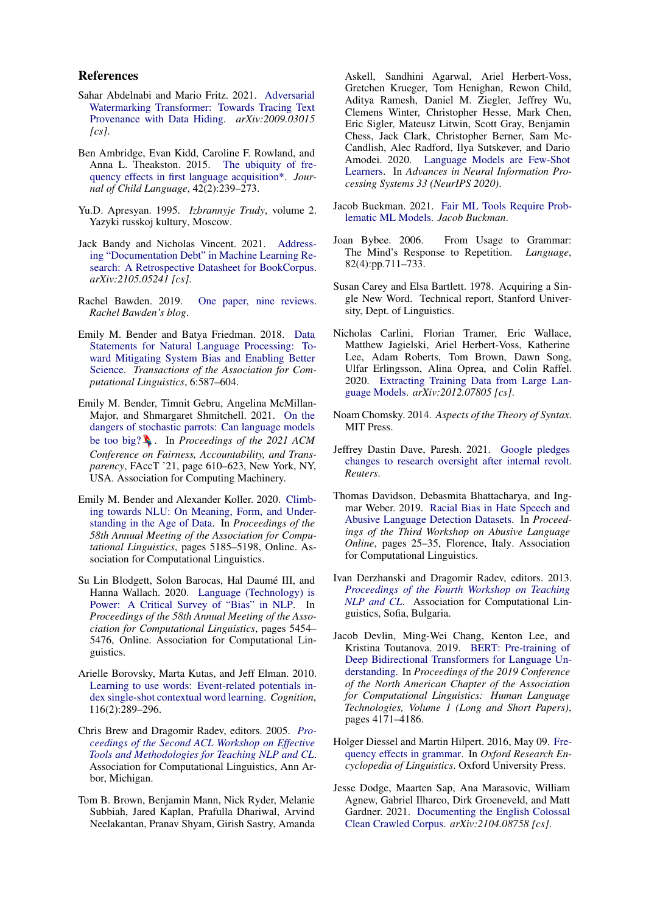## References

Sahar Abdelnabi and Mario Fritz. 2021. Adversarial Watermarking Transformer: Towards Tracing Text Provenance with Data Hiding. *arXiv:2009.03015 [cs]*.

Ben Ambridge, Evan Kidd, Caroline F. Rowland, and Anna L. Theakston. 2015. The ubiquity of frequency effects in first language acquisition*. *Journal of Child Language*, 42(2):239–273.

Yu.D. Apresyan. 1995. *Izbrannyje Trudy*, volume 2. Yazyki russkoj kultury, Moscow.

Jack Bandy and Nicholas Vincent. 2021. Addressing "Documentation Debt" in Machine Learning Research: A Retrospective Datasheet for BookCorpus. *arXiv:2105.05241 [cs]*.

Rachel Bawden. 2019. One paper, nine reviews. *Rachel Bawden's blog*.

Emily M. Bender and Batya Friedman. 2018. Data Statements for Natural Language Processing: Toward Mitigating System Bias and Enabling Better Science. *Transactions of the Association for Computational Linguistics*, 6:587–604.

Emily M. Bender, Timnit Gebru, Angelina McMillan-Major, and Shmargaret Shmitchell. 2021. On the dangers of stochastic parrots: Can language models be too big? 🦜. In *Proceedings of the 2021 ACM Conference on Fairness, Accountability, and Transparency*, FAccT '21, page 610–623, New York, NY, USA. Association for Computing Machinery.

Emily M. Bender and Alexander Koller. 2020. Climbing towards NLU: On Meaning, Form, and Understanding in the Age of Data. In *Proceedings of the 58th Annual Meeting of the Association for Computational Linguistics*, pages 5185–5198, Online. Association for Computational Linguistics.

Su Lin Blodgett, Solon Barocas, Hal Daumé III, and Hanna Wallach. 2020. Language (Technology) is Power: A Critical Survey of "Bias" in NLP. In *Proceedings of the 58th Annual Meeting of the Association for Computational Linguistics*, pages 5454–5476, Online. Association for Computational Linguistics.

Arielle Borovsky, Marta Kutas, and Jeff Elman. 2010. Learning to use words: Event-related potentials index single-shot contextual word learning. *Cognition*, 116(2):289–296.

Chris Brew and Dragomir Radev, editors. 2005. *Proceedings of the Second ACL Workshop on Effective Tools and Methodologies for Teaching NLP and CL*. Association for Computational Linguistics, Ann Arbor, Michigan.

Tom B. Brown, Benjamin Mann, Nick Ryder, Melanie Subbiah, Jared Kaplan, Prafulla Dhariwal, Arvind Neelakantan, Pranav Shyam, Girish Sastry, Amanda Askell, Sandhini Agarwal, Ariel Herbert-Voss, Gretchen Krueger, Tom Henighan, Rewon Child, Aditya Ramesh, Daniel M. Ziegler, Jeffrey Wu, Clemens Winter, Christopher Hesse, Mark Chen, Eric Sigler, Mateusz Litwin, Scott Gray, Benjamin Chess, Jack Clark, Christopher Berner, Sam McCandlish, Alec Radford, Ilya Sutskever, and Dario Amodei. 2020. Language Models are Few-Shot Learners. In *Advances in Neural Information Processing Systems 33 (NeurIPS 2020)*.

Jacob Buckman. 2021. Fair ML Tools Require Problematic ML Models. *Jacob Buckman*.

Joan Bybee. 2006. From Usage to Grammar: The Mind's Response to Repetition. *Language*, 82(4):pp.711–733.

Susan Carey and Elsa Bartlett. 1978. Acquiring a Single New Word. Technical report, Stanford University, Dept. of Linguistics.

Nicholas Carlini, Florian Tramer, Eric Wallace, Matthew Jagielski, Ariel Herbert-Voss, Katherine Lee, Adam Roberts, Tom Brown, Dawn Song, Ulfar Erlingsson, Alina Oprea, and Colin Raffel. 2020. Extracting Training Data from Large Language Models. *arXiv:2012.07805 [cs]*.

Noam Chomsky. 2014. *Aspects of the Theory of Syntax*. MIT Press.

Jeffrey Dastin Dave, Paresh. 2021. Google pledges changes to research oversight after internal revolt. *Reuters*.

Thomas Davidson, Debasmita Bhattacharya, and Ingmar Weber. 2019. Racial Bias in Hate Speech and Abusive Language Detection Datasets. In *Proceedings of the Third Workshop on Abusive Language Online*, pages 25–35, Florence, Italy. Association for Computational Linguistics.

Ivan Derzhanski and Dragomir Radev, editors. 2013. *Proceedings of the Fourth Workshop on Teaching NLP and CL*. Association for Computational Linguistics, Sofia, Bulgaria.

Jacob Devlin, Ming-Wei Chang, Kenton Lee, and Kristina Toutanova. 2019. BERT: Pre-training of Deep Bidirectional Transformers for Language Understanding. In *Proceedings of the 2019 Conference of the North American Chapter of the Association for Computational Linguistics: Human Language Technologies, Volume 1 (Long and Short Papers)*, pages 4171–4186.

Holger Diessel and Martin Hilpert. 2016, May 09. Frequency effects in grammar. In *Oxford Research Encyclopedia of Linguistics*. Oxford University Press.

Jesse Dodge, Maarten Sap, Ana Marasovic, William Agnew, Gabriel Ilharco, Dirk Groeneveld, and Matt Gardner. 2021. Documenting the English Colossal Clean Crawled Corpus. *arXiv:2104.08758 [cs]*.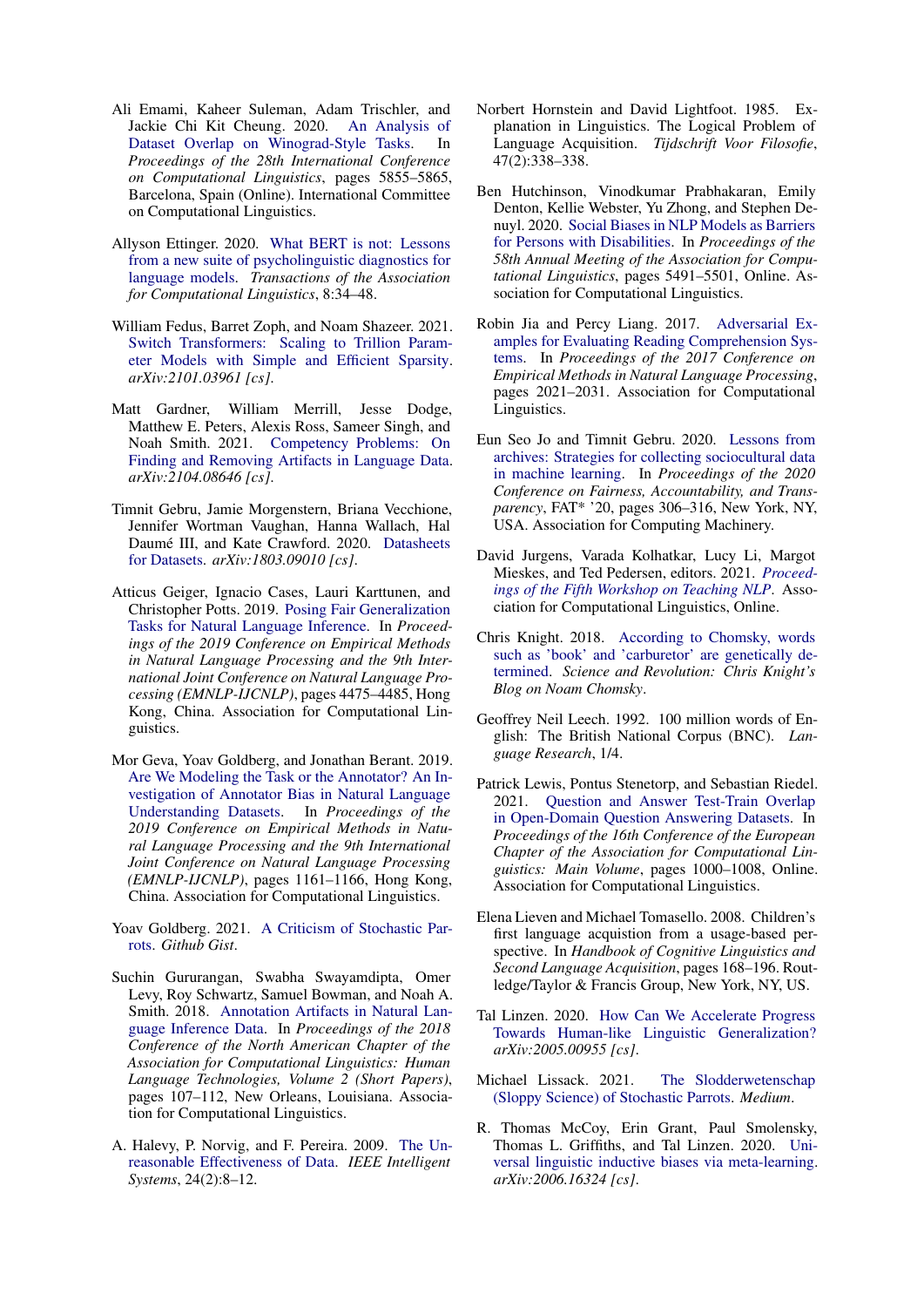Ali Emami, Kaheer Suleman, Adam Trischler, and Jackie Chi Kit Cheung. 2020. An Analysis of Dataset Overlap on Winograd-Style Tasks. In *Proceedings of the 28th International Conference on Computational Linguistics*, pages 5855–5865, Barcelona, Spain (Online). International Committee on Computational Linguistics.

Allyson Ettinger. 2020. What BERT is not: Lessons from a new suite of psycholinguistic diagnostics for language models. *Transactions of the Association for Computational Linguistics*, 8:34–48.

William Fedus, Barret Zoph, and Noam Shazeer. 2021. Switch Transformers: Scaling to Trillion Parameter Models with Simple and Efficient Sparsity. *arXiv:2101.03961 [cs]*.

Matt Gardner, William Merrill, Jesse Dodge, Matthew E. Peters, Alexis Ross, Sameer Singh, and Noah Smith. 2021. Competency Problems: On Finding and Removing Artifacts in Language Data. *arXiv:2104.08646 [cs]*.

Timnit Gebru, Jamie Morgenstern, Briana Vecchione, Jennifer Wortman Vaughan, Hanna Wallach, Hal Daumé III, and Kate Crawford. 2020. Datasheets for Datasets. *arXiv:1803.09010 [cs]*.

Atticus Geiger, Ignacio Cases, Lauri Karttunen, and Christopher Potts. 2019. Posing Fair Generalization Tasks for Natural Language Inference. In *Proceedings of the 2019 Conference on Empirical Methods in Natural Language Processing and the 9th International Joint Conference on Natural Language Processing (EMNLP-IJCNLP)*, pages 4475–4485, Hong Kong, China. Association for Computational Linguistics.

Mor Geva, Yoav Goldberg, and Jonathan Berant. 2019. Are We Modeling the Task or the Annotator? An Investigation of Annotator Bias in Natural Language Understanding Datasets. In *Proceedings of the 2019 Conference on Empirical Methods in Natural Language Processing and the 9th International Joint Conference on Natural Language Processing (EMNLP-IJCNLP)*, pages 1161–1166, Hong Kong, China. Association for Computational Linguistics.

Yoav Goldberg. 2021. A Criticism of Stochastic Parrots. *Github Gist*.

Suchin Gururangan, Swabha Swayamdipta, Omer Levy, Roy Schwartz, Samuel Bowman, and Noah A. Smith. 2018. Annotation Artifacts in Natural Language Inference Data. In *Proceedings of the 2018 Conference of the North American Chapter of the Association for Computational Linguistics: Human Language Technologies, Volume 2 (Short Papers)*, pages 107–112, New Orleans, Louisiana. Association for Computational Linguistics.

A. Halevy, P. Norvig, and F. Pereira. 2009. The Unreasonable Effectiveness of Data. *IEEE Intelligent Systems*, 24(2):8–12.

Norbert Hornstein and David Lightfoot. 1985. Explanation in Linguistics. The Logical Problem of Language Acquisition. *Tijdschrift Voor Filosofie*, 47(2):338–338.

Ben Hutchinson, Vinodkumar Prabhakaran, Emily Denton, Kellie Webster, Yu Zhong, and Stephen Denuyl. 2020. Social Biases in NLP Models as Barriers for Persons with Disabilities. In *Proceedings of the 58th Annual Meeting of the Association for Computational Linguistics*, pages 5491–5501, Online. Association for Computational Linguistics.

Robin Jia and Percy Liang. 2017. Adversarial Examples for Evaluating Reading Comprehension Systems. In *Proceedings of the 2017 Conference on Empirical Methods in Natural Language Processing*, pages 2021–2031. Association for Computational Linguistics.

Eun Seo Jo and Timnit Gebru. 2020. Lessons from archives: Strategies for collecting sociocultural data in machine learning. In *Proceedings of the 2020 Conference on Fairness, Accountability, and Transparency*, FAT* '20, pages 306–316, New York, NY, USA. Association for Computing Machinery.

David Jurgens, Varada Kolhatkar, Lucy Li, Margot Mieskes, and Ted Pedersen, editors. 2021. *Proceedings of the Fifth Workshop on Teaching NLP*. Association for Computational Linguistics, Online.

Chris Knight. 2018. According to Chomsky, words such as 'book' and 'carburetor' are genetically determined. *Science and Revolution: Chris Knight's Blog on Noam Chomsky*.

Geoffrey Neil Leech. 1992. 100 million words of English: The British National Corpus (BNC). *Language Research*, 1/4.

Patrick Lewis, Pontus Stenetorp, and Sebastian Riedel. 2021. Question and Answer Test-Train Overlap in Open-Domain Question Answering Datasets. In *Proceedings of the 16th Conference of the European Chapter of the Association for Computational Linguistics: Main Volume*, pages 1000–1008, Online. Association for Computational Linguistics.

Elena Lieven and Michael Tomasello. 2008. Children's first language acqustion from a usage-based perspective. In *Handbook of Cognitive Linguistics and Second Language Acquisition*, pages 168–196. Routledge/Taylor & Francis Group, New York, NY, US.

Tal Linzen. 2020. How Can We Accelerate Progress Towards Human-like Linguistic Generalization? *arXiv:2005.00955 [cs]*.

Michael Lissack. 2021. The Slodderwetenschap (Sloppy Science) of Stochastic Parrots. *Medium*.

R. Thomas McCoy, Erin Grant, Paul Smolensky, Thomas L. Griffiths, and Tal Linzen. 2020. Universal linguistic inductive biases via meta-learning. *arXiv:2006.16324 [cs]*.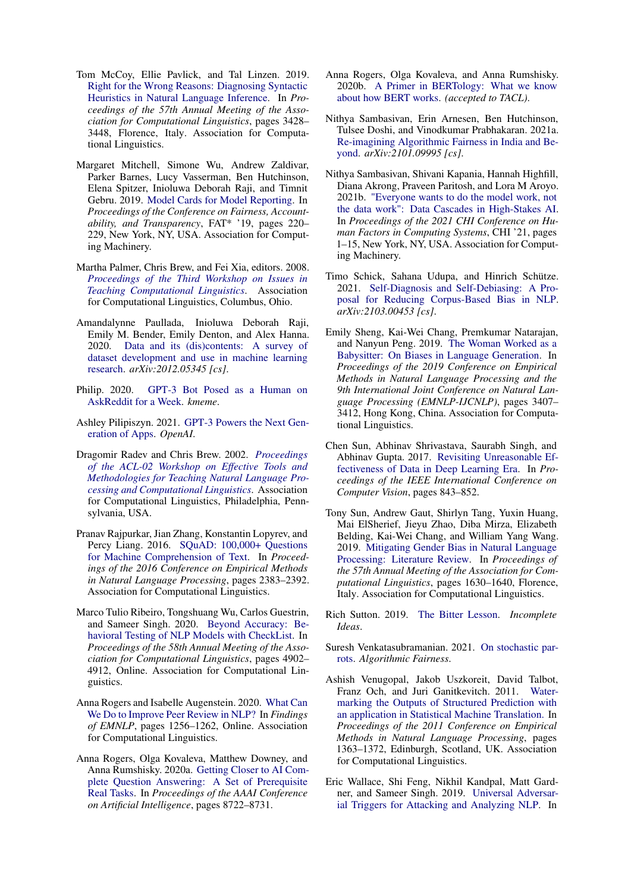Tom McCoy, Ellie Pavlick, and Tal Linzen. 2019. Right for the Wrong Reasons: Diagnosing Syntactic Heuristics in Natural Language Inference. In *Proceedings of the 57th Annual Meeting of the Association for Computational Linguistics*, pages 3428–3448, Florence, Italy. Association for Computational Linguistics.

Margaret Mitchell, Simone Wu, Andrew Zaldivar, Parker Barnes, Lucy Vasserman, Ben Hutchinson, Elena Spitzer, Inioluwa Deborah Raji, and Timnit Gebru. 2019. Model Cards for Model Reporting. In *Proceedings of the Conference on Fairness, Accountability, and Transparency*, FAT* '19, pages 220–229, New York, NY, USA. Association for Computing Machinery.

Martha Palmer, Chris Brew, and Fei Xia, editors. 2008. *Proceedings of the Third Workshop on Issues in Teaching Computational Linguistics*. Association for Computational Linguistics, Columbus, Ohio.

Amandalynne Paullada, Inioluwa Deborah Raji, Emily M. Bender, Emily Denton, and Alex Hanna. 2020. Data and its (dis)contents: A survey of dataset development and use in machine learning research. *arXiv:2012.05345 [cs]*.

Philip. 2020. GPT-3 Bot Posed as a Human on AskReddit for a Week. *kmeme*.

Ashley Pilipiszyn. 2021. GPT-3 Powers the Next Generation of Apps. *OpenAI*.

Dragomir Radev and Chris Brew. 2002. *Proceedings of the ACL-02 Workshop on Effective Tools and Methodologies for Teaching Natural Language Processing and Computational Linguistics*. Association for Computational Linguistics, Philadelphia, Pennsylvania, USA.

Pranav Rajpurkar, Jian Zhang, Konstantin Lopyrev, and Percy Liang. 2016. SQuAD: 100,000+ Questions for Machine Comprehension of Text. In *Proceedings of the 2016 Conference on Empirical Methods in Natural Language Processing*, pages 2383–2392. Association for Computational Linguistics.

Marco Tulio Ribeiro, Tongshuang Wu, Carlos Guestrin, and Sameer Singh. 2020. Beyond Accuracy: Behavioral Testing of NLP Models with CheckList. In *Proceedings of the 58th Annual Meeting of the Association for Computational Linguistics*, pages 4902–4912, Online. Association for Computational Linguistics.

Anna Rogers and Isabelle Augenstein. 2020. What Can We Do to Improve Peer Review in NLP? In *Findings of EMNLP*, pages 1256–1262, Online. Association for Computational Linguistics.

Anna Rogers, Olga Kovaleva, Matthew Downey, and Anna Rumshisky. 2020a. Getting Closer to AI Complete Question Answering: A Set of Prerequisite Real Tasks. In *Proceedings of the AAAI Conference on Artificial Intelligence*, pages 8722–8731.

Anna Rogers, Olga Kovaleva, and Anna Rumshisky. 2020b. A Primer in BERTology: What we know about how BERT works. *(accepted to TACL)*.

Nithya Sambasivan, Erin Arnesen, Ben Hutchinson, Tulsee Doshi, and Vinodkumar Prabhakaran. 2021a. Re-imagining Algorithmic Fairness in India and Beyond. *arXiv:2101.09995 [cs]*.

Nithya Sambasivan, Shivani Kapania, Hannah Highfill, Diana Akrong, Praveen Paritosh, and Lora M Aroyo. 2021b. "Everyone wants to do the model work, not the data work": Data Cascades in High-Stakes AI. In *Proceedings of the 2021 CHI Conference on Human Factors in Computing Systems*, CHI '21, pages 1–15, New York, NY, USA. Association for Computing Machinery.

Timo Schick, Sahana Udupa, and Hinrich Schütze. 2021. Self-Diagnosis and Self-Debiasing: A Proposal for Reducing Corpus-Based Bias in NLP. *arXiv:2103.00453 [cs]*.

Emily Sheng, Kai-Wei Chang, Premkumar Natarajan, and Nanyun Peng. 2019. The Woman Worked as a Babysitter: On Biases in Language Generation. In *Proceedings of the 2019 Conference on Empirical Methods in Natural Language Processing and the 9th International Joint Conference on Natural Language Processing (EMNLP-IJCNLP)*, pages 3407–3412, Hong Kong, China. Association for Computational Linguistics.

Chen Sun, Abhinav Shrivastava, Saurabh Singh, and Abhinav Gupta. 2017. Revisiting Unreasonable Effectiveness of Data in Deep Learning Era. In *Proceedings of the IEEE International Conference on Computer Vision*, pages 843–852.

Tony Sun, Andrew Gaut, Shirlyn Tang, Yuxin Huang, Mai ElSherief, Jieyu Zhao, Diba Mirza, Elizabeth Belding, Kai-Wei Chang, and William Yang Wang. 2019. Mitigating Gender Bias in Natural Language Processing: Literature Review. In *Proceedings of the 57th Annual Meeting of the Association for Computational Linguistics*, pages 1630–1640, Florence, Italy. Association for Computational Linguistics.

Rich Sutton. 2019. The Bitter Lesson. *Incomplete Ideas*.

Suresh Venkatasubramanian. 2021. On stochastic parrots. *Algorithmic Fairness*.

Ashish Venugopal, Jakob Uszkoreit, David Talbot, Franz Och, and Juri Ganitkevitch. 2011. Watermarking the Outputs of Structured Prediction with an application in Statistical Machine Translation. In *Proceedings of the 2011 Conference on Empirical Methods in Natural Language Processing*, pages 1363–1372, Edinburgh, Scotland, UK. Association for Computational Linguistics.

Eric Wallace, Shi Feng, Nikhil Kandpal, Matt Gardner, and Sameer Singh. 2019. Universal Adversarial Triggers for Attacking and Analyzing NLP. In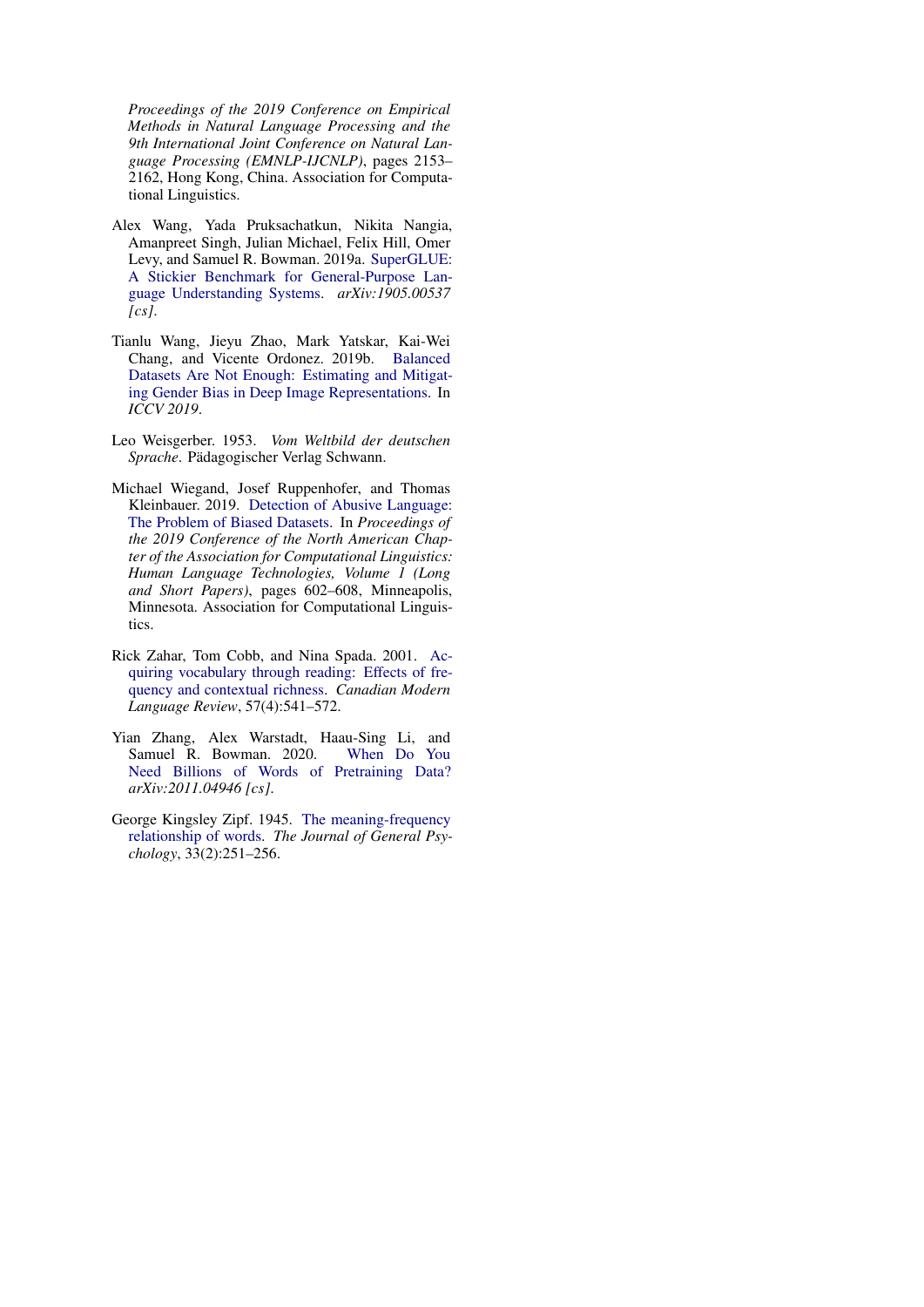*Proceedings of the 2019 Conference on Empirical Methods in Natural Language Processing and the 9th International Joint Conference on Natural Language Processing (EMNLP-IJCNLP)*, pages 2153–2162, Hong Kong, China. Association for Computational Linguistics.

Alex Wang, Yada Pruksachatkun, Nikita Nangia, Amanpreet Singh, Julian Michael, Felix Hill, Omer Levy, and Samuel R. Bowman. 2019a. SuperGLUE: A Stickier Benchmark for General-Purpose Language Understanding Systems. *arXiv:1905.00537 [cs]*.

Tianlu Wang, Jieyu Zhao, Mark Yatskar, Kai-Wei Chang, and Vicente Ordonez. 2019b. Balanced Datasets Are Not Enough: Estimating and Mitigating Gender Bias in Deep Image Representations. In *ICCV 2019*.

Leo Weisgerber. 1953. *Vom Weltbild der deutschen Sprache*. Pädagogischer Verlag Schwann.

Michael Wiegand, Josef Ruppenhofer, and Thomas Kleinbauer. 2019. Detection of Abusive Language: The Problem of Biased Datasets. In *Proceedings of the 2019 Conference of the North American Chapter of the Association for Computational Linguistics: Human Language Technologies, Volume 1 (Long and Short Papers)*, pages 602–608, Minneapolis, Minnesota. Association for Computational Linguistics.

Rick Zahar, Tom Cobb, and Nina Spada. 2001. Acquiring vocabulary through reading: Effects of frequency and contextual richness. *Canadian Modern Language Review*, 57(4):541–572.

Yian Zhang, Alex Warstadt, Haau-Sing Li, and Samuel R. Bowman. 2020. When Do You Need Billions of Words of Pretraining Data? *arXiv:2011.04946 [cs]*.

George Kingsley Zipf. 1945. The meaning-frequency relationship of words. *The Journal of General Psychology*, 33(2):251–256.